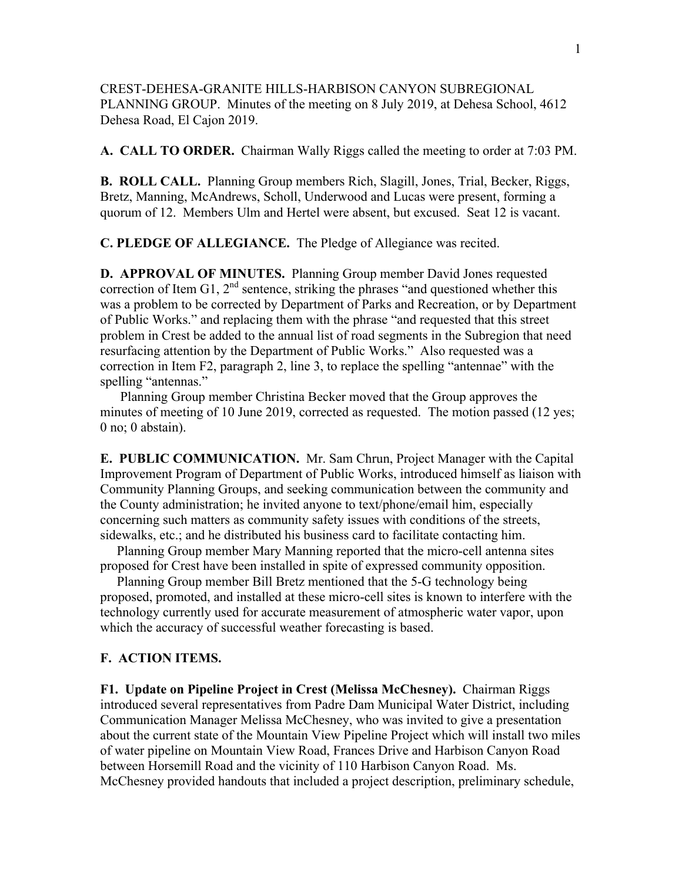CREST-DEHESA-GRANITE HILLS-HARBISON CANYON SUBREGIONAL PLANNING GROUP. Minutes of the meeting on 8 July 2019, at Dehesa School, 4612 Dehesa Road, El Cajon 2019.

**A. CALL TO ORDER.** Chairman Wally Riggs called the meeting to order at 7:03 PM.

**B. ROLL CALL.** Planning Group members Rich, Slagill, Jones, Trial, Becker, Riggs, Bretz, Manning, McAndrews, Scholl, Underwood and Lucas were present, forming a quorum of 12. Members Ulm and Hertel were absent, but excused. Seat 12 is vacant.

**C. PLEDGE OF ALLEGIANCE.** The Pledge of Allegiance was recited.

**D. APPROVAL OF MINUTES.** Planning Group member David Jones requested correction of Item G1, 2nd sentence, striking the phrases "and questioned whether this was a problem to be corrected by Department of Parks and Recreation, or by Department of Public Works." and replacing them with the phrase "and requested that this street problem in Crest be added to the annual list of road segments in the Subregion that need resurfacing attention by the Department of Public Works." Also requested was a correction in Item F2, paragraph 2, line 3, to replace the spelling "antennae" with the spelling "antennas."

Planning Group member Christina Becker moved that the Group approves the minutes of meeting of 10 June 2019, corrected as requested. The motion passed (12 yes; 0 no; 0 abstain).

**E. PUBLIC COMMUNICATION.** Mr. Sam Chrun, Project Manager with the Capital Improvement Program of Department of Public Works, introduced himself as liaison with Community Planning Groups, and seeking communication between the community and the County administration; he invited anyone to text/phone/email him, especially concerning such matters as community safety issues with conditions of the streets, sidewalks, etc.; and he distributed his business card to facilitate contacting him.

Planning Group member Mary Manning reported that the micro-cell antenna sites proposed for Crest have been installed in spite of expressed community opposition.

Planning Group member Bill Bretz mentioned that the 5-G technology being proposed, promoted, and installed at these micro-cell sites is known to interfere with the technology currently used for accurate measurement of atmospheric water vapor, upon which the accuracy of successful weather forecasting is based.

**F. ACTION ITEMS.**

**F1. Update on Pipeline Project in Crest (Melissa McChesney).** Chairman Riggs introduced several representatives from Padre Dam Municipal Water District, including Communication Manager Melissa McChesney, who was invited to give a presentation about the current state of the Mountain View Pipeline Project which will install two miles of water pipeline on Mountain View Road, Frances Drive and Harbison Canyon Road between Horsemill Road and the vicinity of 110 Harbison Canyon Road. Ms. McChesney provided handouts that included a project description, preliminary schedule,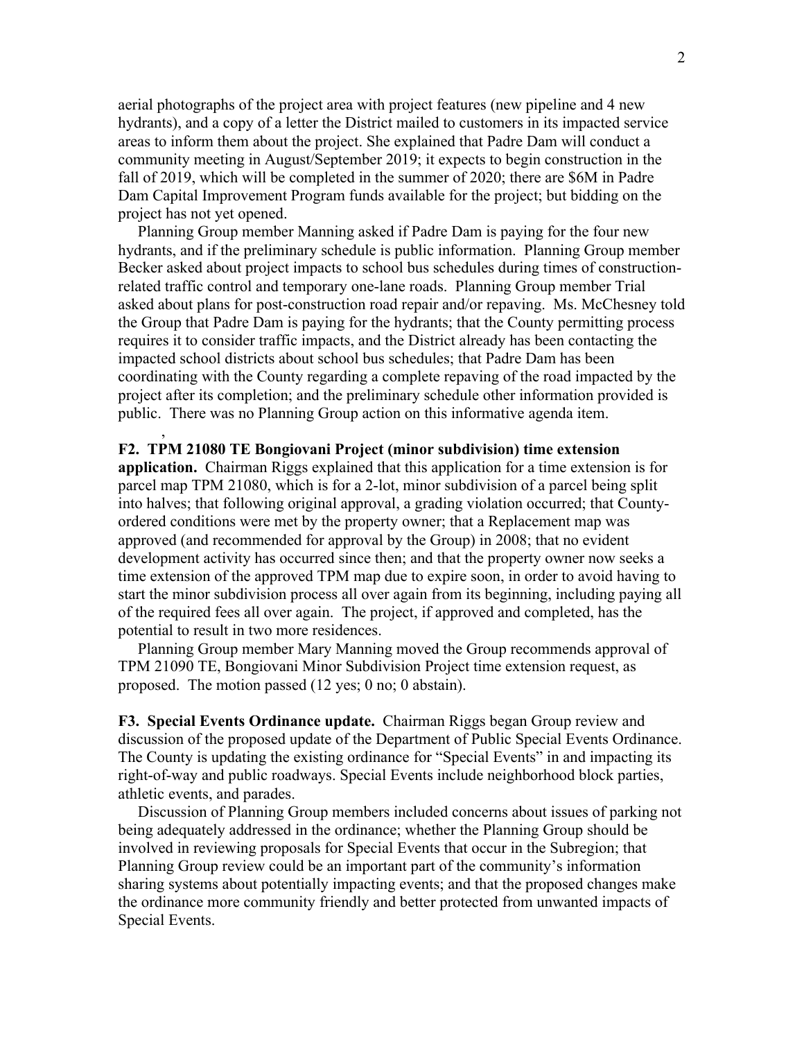aerial photographs of the project area with project features (new pipeline and 4 new hydrants), and a copy of a letter the District mailed to customers in its impacted service areas to inform them about the project. She explained that Padre Dam will conduct a community meeting in August/September 2019; it expects to begin construction in the fall of 2019, which will be completed in the summer of 2020; there are $6M in Padre Dam Capital Improvement Program funds available for the project; but bidding on the project has not yet opened.

Planning Group member Manning asked if Padre Dam is paying for the four new hydrants, and if the preliminary schedule is public information. Planning Group member Becker asked about project impacts to school bus schedules during times of construction-related traffic control and temporary one-lane roads. Planning Group member Trial asked about plans for post-construction road repair and/or repaving. Ms. McChesney told the Group that Padre Dam is paying for the hydrants; that the County permitting process requires it to consider traffic impacts, and the District already has been contacting the impacted school districts about school bus schedules; that Padre Dam has been coordinating with the County regarding a complete repaving of the road impacted by the project after its completion; and the preliminary schedule other information provided is public. There was no Planning Group action on this informative agenda item.

,

**F2. TPM 21080 TE Bongiovani Project (minor subdivision) time extension application.** Chairman Riggs explained that this application for a time extension is for parcel map TPM 21080, which is for a 2-lot, minor subdivision of a parcel being split into halves; that following original approval, a grading violation occurred; that County-ordered conditions were met by the property owner; that a Replacement map was approved (and recommended for approval by the Group) in 2008; that no evident development activity has occurred since then; and that the property owner now seeks a time extension of the approved TPM map due to expire soon, in order to avoid having to start the minor subdivision process all over again from its beginning, including paying all of the required fees all over again. The project, if approved and completed, has the potential to result in two more residences.

Planning Group member Mary Manning moved the Group recommends approval of TPM 21090 TE, Bongiovani Minor Subdivision Project time extension request, as proposed. The motion passed (12 yes; 0 no; 0 abstain).

**F3. Special Events Ordinance update.** Chairman Riggs began Group review and discussion of the proposed update of the Department of Public Special Events Ordinance. The County is updating the existing ordinance for "Special Events" in and impacting its right-of-way and public roadways. Special Events include neighborhood block parties, athletic events, and parades.

Discussion of Planning Group members included concerns about issues of parking not being adequately addressed in the ordinance; whether the Planning Group should be involved in reviewing proposals for Special Events that occur in the Subregion; that Planning Group review could be an important part of the community's information sharing systems about potentially impacting events; and that the proposed changes make the ordinance more community friendly and better protected from unwanted impacts of Special Events.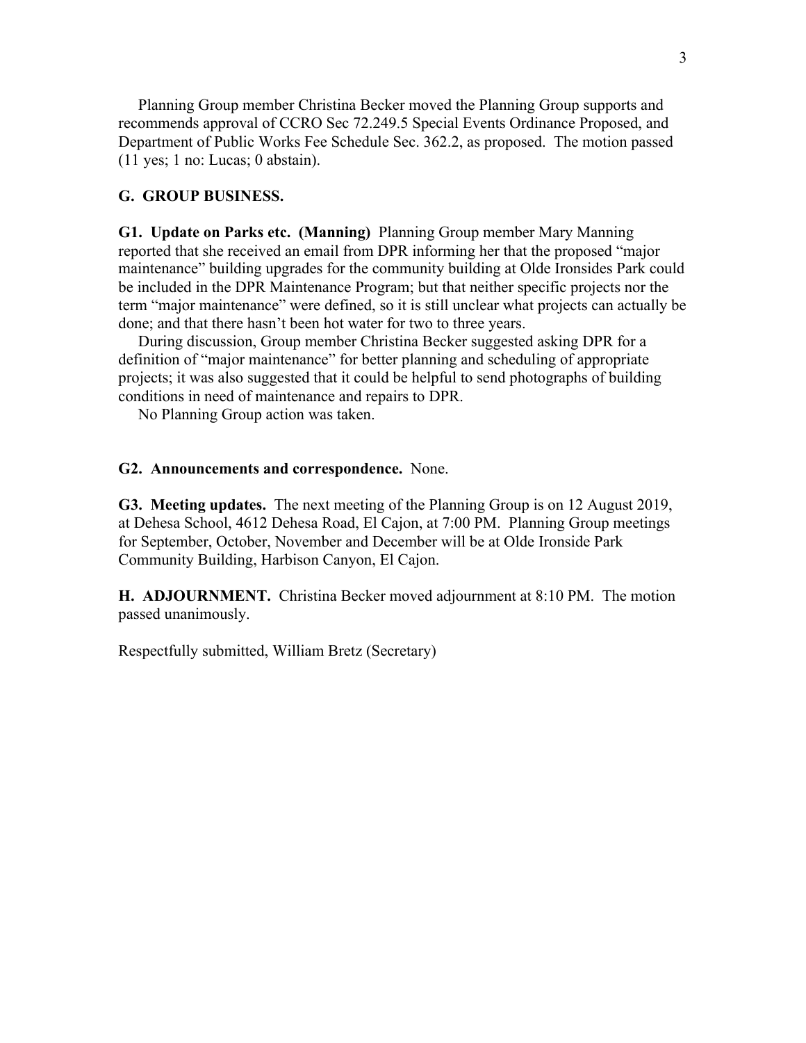Planning Group member Christina Becker moved the Planning Group supports and recommends approval of CCRO Sec 72.249.5 Special Events Ordinance Proposed, and Department of Public Works Fee Schedule Sec. 362.2, as proposed. The motion passed (11 yes; 1 no: Lucas; 0 abstain).

**G. GROUP BUSINESS.**

**G1. Update on Parks etc. (Manning)** Planning Group member Mary Manning reported that she received an email from DPR informing her that the proposed "major maintenance" building upgrades for the community building at Olde Ironsides Park could be included in the DPR Maintenance Program; but that neither specific projects nor the term "major maintenance" were defined, so it is still unclear what projects can actually be done; and that there hasn't been hot water for two to three years.

During discussion, Group member Christina Becker suggested asking DPR for a definition of "major maintenance" for better planning and scheduling of appropriate projects; it was also suggested that it could be helpful to send photographs of building conditions in need of maintenance and repairs to DPR.

No Planning Group action was taken.

**G2. Announcements and correspondence.** None.

**G3. Meeting updates.** The next meeting of the Planning Group is on 12 August 2019, at Dehesa School, 4612 Dehesa Road, El Cajon, at 7:00 PM. Planning Group meetings for September, October, November and December will be at Olde Ironside Park Community Building, Harbison Canyon, El Cajon.

**H. ADJOURNMENT.** Christina Becker moved adjournment at 8:10 PM. The motion passed unanimously.

Respectfully submitted, William Bretz (Secretary)